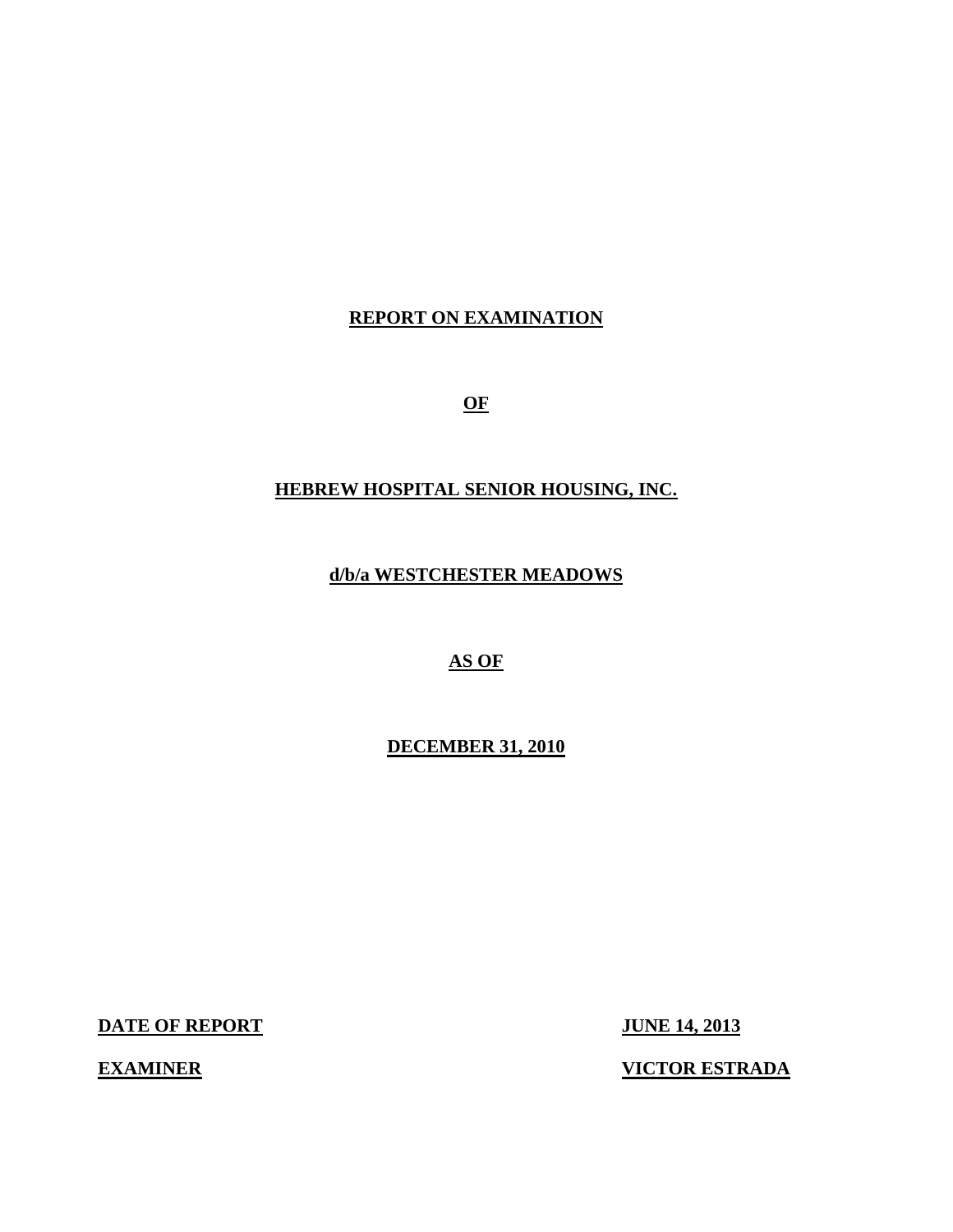# REPORT ON EXAMINATION

# OF

# HEBREW HOSPITAL SENIOR HOUSING, INC.

# d/b/a WESTCHESTER MEADOWS

# AS OF

# DECEMBER 31, 2010

**DATE OF REPORT** **JUNE 14, 2013**

**EXAMINER** **VICTOR ESTRADA**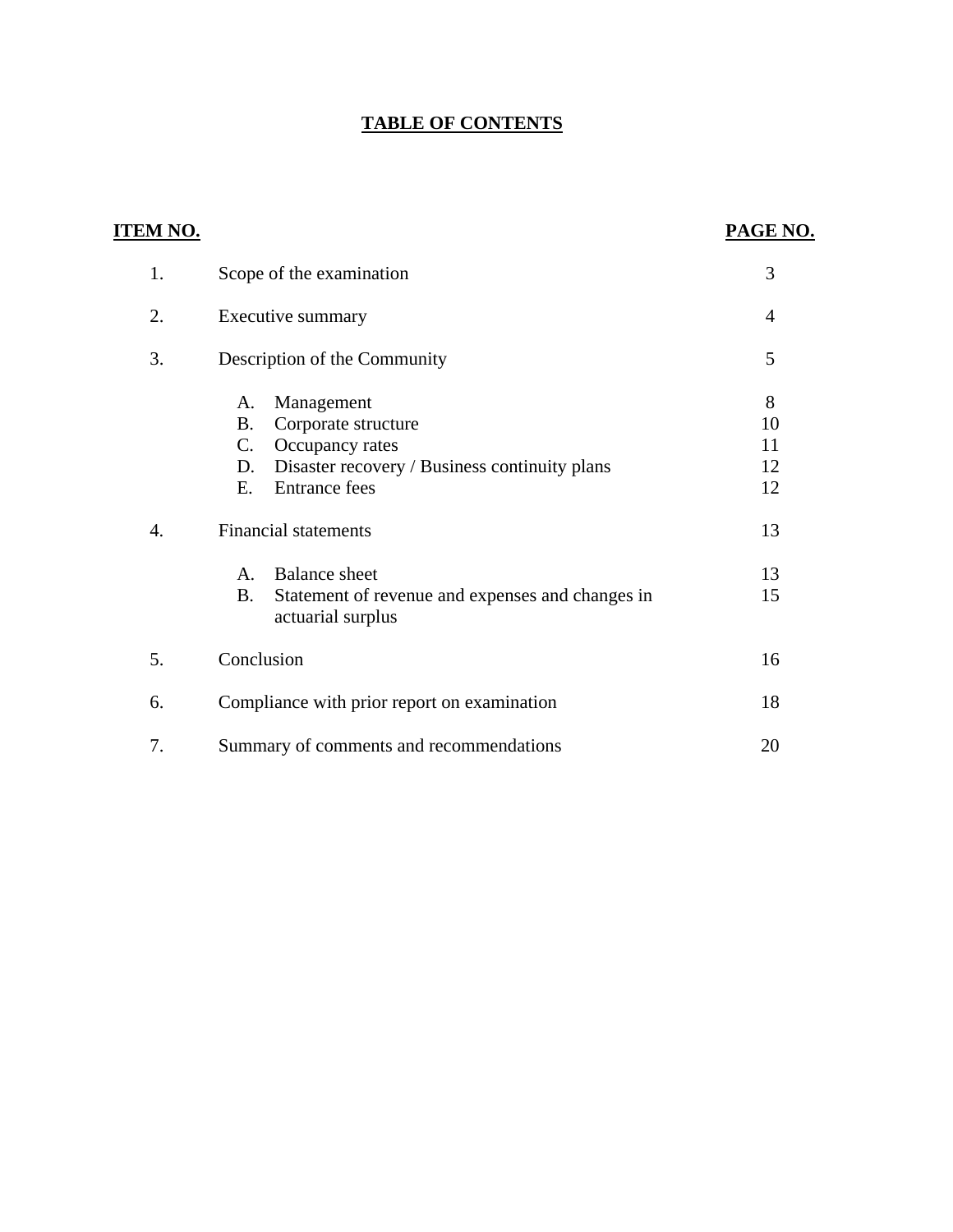# TABLE OF CONTENTS

| ITEM NO. | | | PAGE NO. |
|---|---|---|---|
| 1. | Scope of the examination | | 3 |
| 2. | Executive summary | | 4 |
| 3. | Description of the Community | | 5 |
| | A. | Management | 8 |
| | B. | Corporate structure | 10 |
| | C. | Occupancy rates | 11 |
| | D. | Disaster recovery / Business continuity plans | 12 |
| | E. | Entrance fees | 12 |
| 4. | Financial statements | | 13 |
| | A. | Balance sheet | 13 |
| | B. | Statement of revenue and expenses and changes in actuarial surplus | 15 |
| 5. | Conclusion | | 16 |
| 6. | Compliance with prior report on examination | | 18 |
| 7. | Summary of comments and recommendations | | 20 |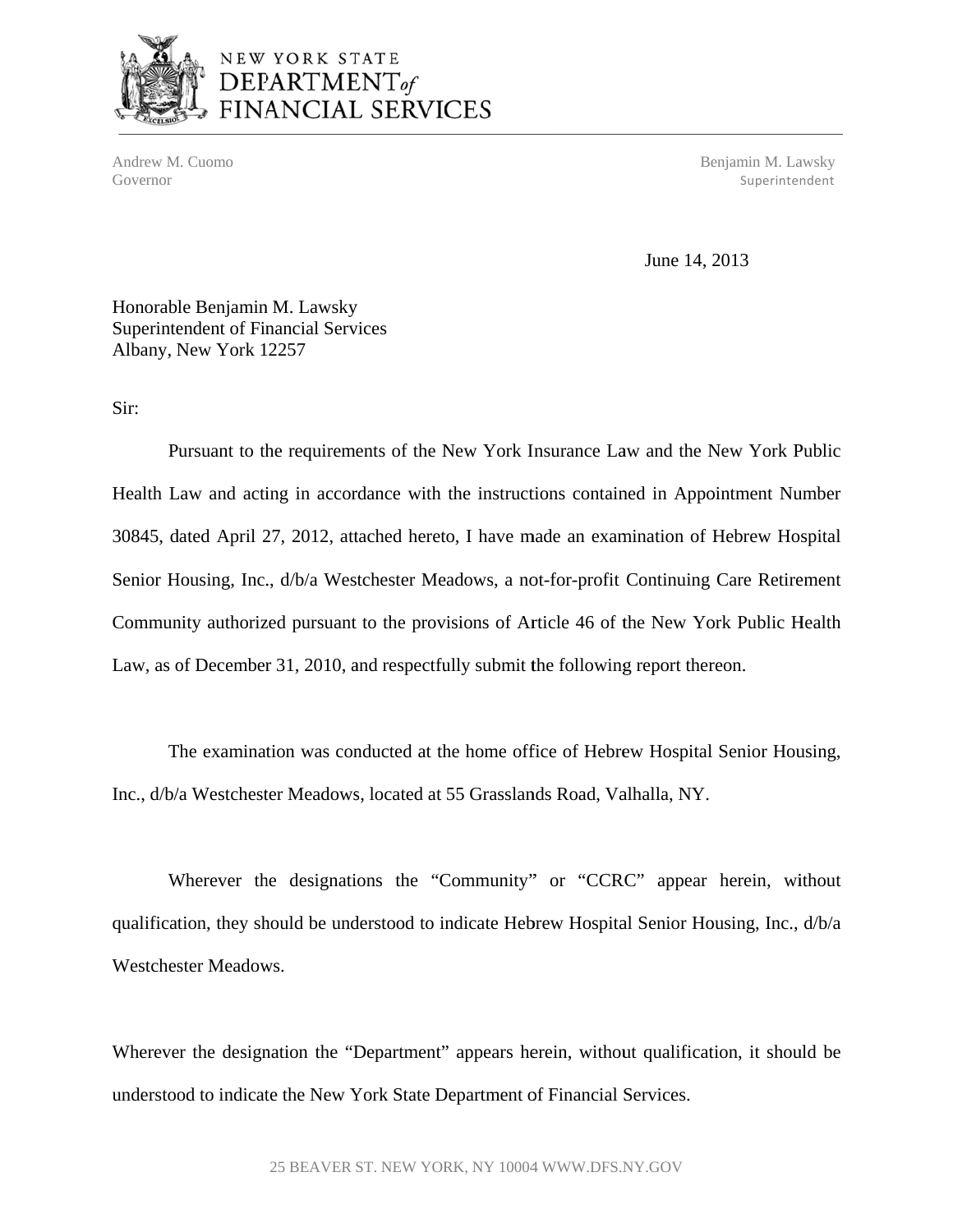NEW YORK STATE
DEPARTMENT of
FINANCIAL SERVICES

Andrew M. Cuomo
Governor

Benjamin M. Lawsky
Superintendent

June 14, 2013

Honorable Benjamin M. Lawsky
Superintendent of Financial Services
Albany, New York 12257

Sir:

Pursuant to the requirements of the New York Insurance Law and the New York Public Health Law and acting in accordance with the instructions contained in Appointment Number 30845, dated April 27, 2012, attached hereto, I have made an examination of Hebrew Hospital Senior Housing, Inc., d/b/a Westchester Meadows, a not-for-profit Continuing Care Retirement Community authorized pursuant to the provisions of Article 46 of the New York Public Health Law, as of December 31, 2010, and respectfully submit the following report thereon.

The examination was conducted at the home office of Hebrew Hospital Senior Housing, Inc., d/b/a Westchester Meadows, located at 55 Grasslands Road, Valhalla, NY.

Wherever the designations the "Community" or "CCRC" appear herein, without qualification, they should be understood to indicate Hebrew Hospital Senior Housing, Inc., d/b/a Westchester Meadows.

Wherever the designation the "Department" appears herein, without qualification, it should be understood to indicate the New York State Department of Financial Services.

25 BEAVER ST. NEW YORK, NY 10004 WWW.DFS.NY.GOV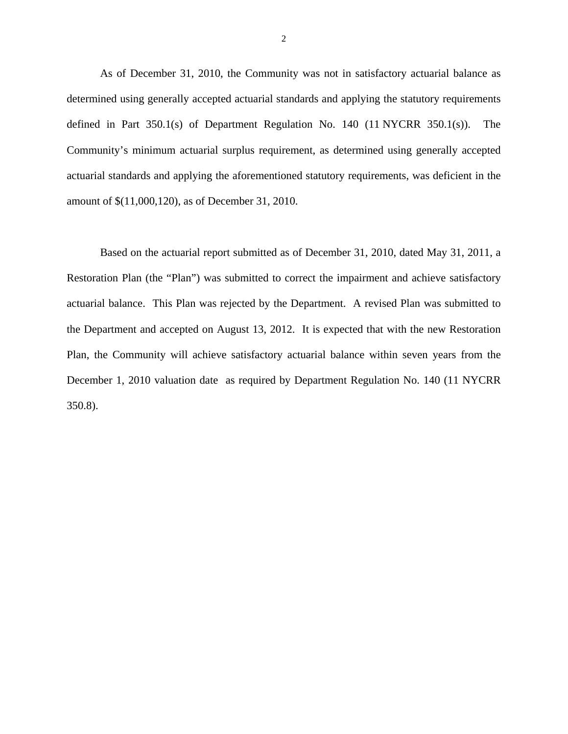As of December 31, 2010, the Community was not in satisfactory actuarial balance as determined using generally accepted actuarial standards and applying the statutory requirements defined in Part 350.1(s) of Department Regulation No. 140 (11 NYCRR 350.1(s)). The Community's minimum actuarial surplus requirement, as determined using generally accepted actuarial standards and applying the aforementioned statutory requirements, was deficient in the amount of $(11,000,120), as of December 31, 2010.

Based on the actuarial report submitted as of December 31, 2010, dated May 31, 2011, a Restoration Plan (the "Plan") was submitted to correct the impairment and achieve satisfactory actuarial balance. This Plan was rejected by the Department. A revised Plan was submitted to the Department and accepted on August 13, 2012. It is expected that with the new Restoration Plan, the Community will achieve satisfactory actuarial balance within seven years from the December 1, 2010 valuation date as required by Department Regulation No. 140 (11 NYCRR 350.8).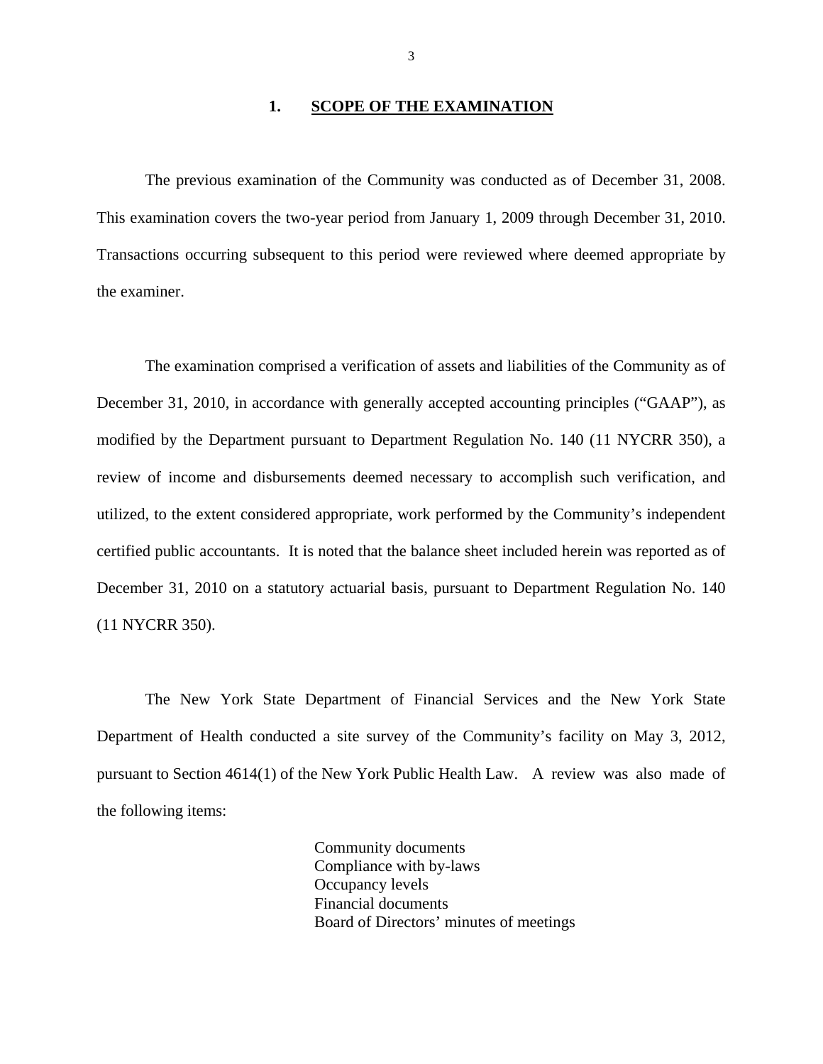## 1. SCOPE OF THE EXAMINATION

The previous examination of the Community was conducted as of December 31, 2008. This examination covers the two-year period from January 1, 2009 through December 31, 2010. Transactions occurring subsequent to this period were reviewed where deemed appropriate by the examiner.

The examination comprised a verification of assets and liabilities of the Community as of December 31, 2010, in accordance with generally accepted accounting principles ("GAAP"), as modified by the Department pursuant to Department Regulation No. 140 (11 NYCRR 350), a review of income and disbursements deemed necessary to accomplish such verification, and utilized, to the extent considered appropriate, work performed by the Community's independent certified public accountants. It is noted that the balance sheet included herein was reported as of December 31, 2010 on a statutory actuarial basis, pursuant to Department Regulation No. 140 (11 NYCRR 350).

The New York State Department of Financial Services and the New York State Department of Health conducted a site survey of the Community's facility on May 3, 2012, pursuant to Section 4614(1) of the New York Public Health Law. A review was also made of the following items:

- Community documents
- Compliance with by-laws
- Occupancy levels
- Financial documents
- Board of Directors' minutes of meetings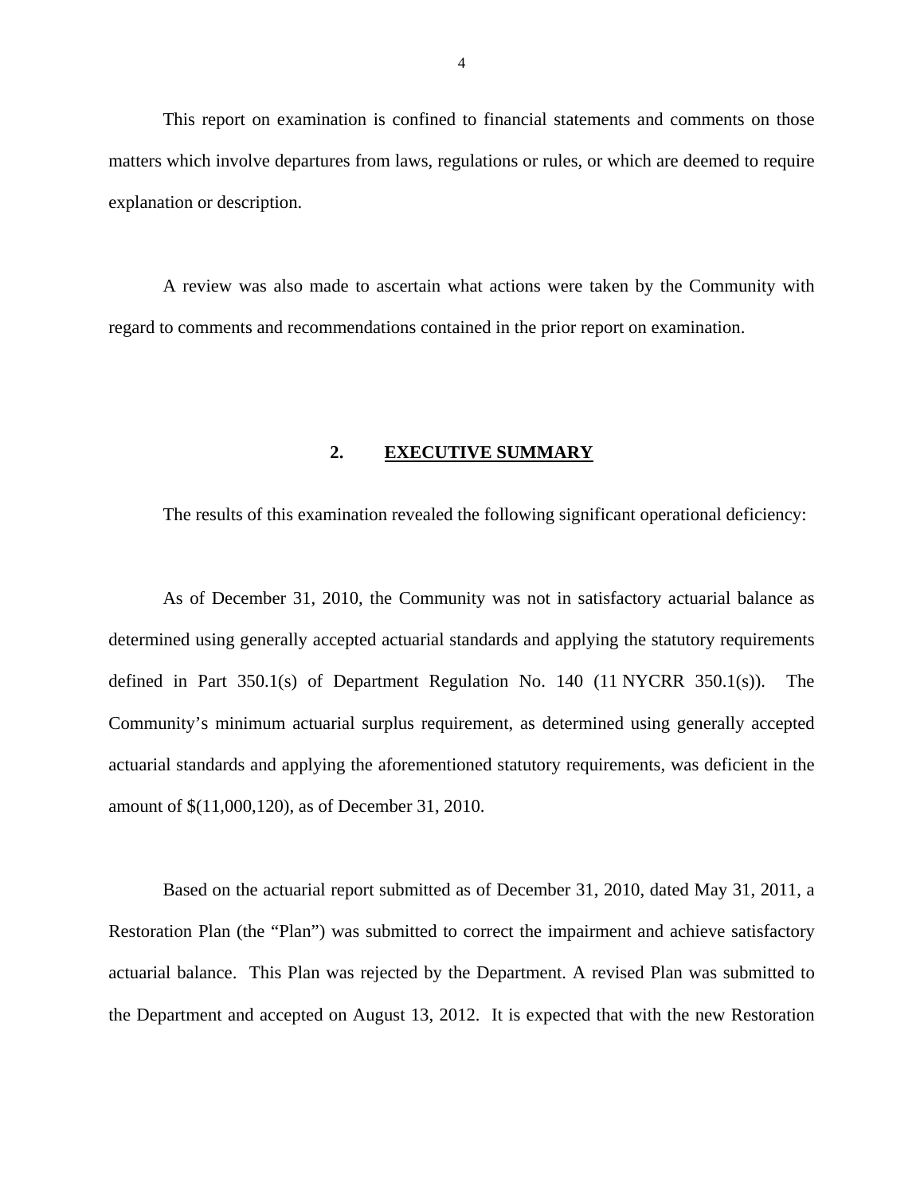This report on examination is confined to financial statements and comments on those matters which involve departures from laws, regulations or rules, or which are deemed to require explanation or description.

A review was also made to ascertain what actions were taken by the Community with regard to comments and recommendations contained in the prior report on examination.

## 2. EXECUTIVE SUMMARY

The results of this examination revealed the following significant operational deficiency:

As of December 31, 2010, the Community was not in satisfactory actuarial balance as determined using generally accepted actuarial standards and applying the statutory requirements defined in Part 350.1(s) of Department Regulation No. 140 (11 NYCRR 350.1(s)). The Community's minimum actuarial surplus requirement, as determined using generally accepted actuarial standards and applying the aforementioned statutory requirements, was deficient in the amount of $(11,000,120), as of December 31, 2010.

Based on the actuarial report submitted as of December 31, 2010, dated May 31, 2011, a Restoration Plan (the "Plan") was submitted to correct the impairment and achieve satisfactory actuarial balance. This Plan was rejected by the Department. A revised Plan was submitted to the Department and accepted on August 13, 2012. It is expected that with the new Restoration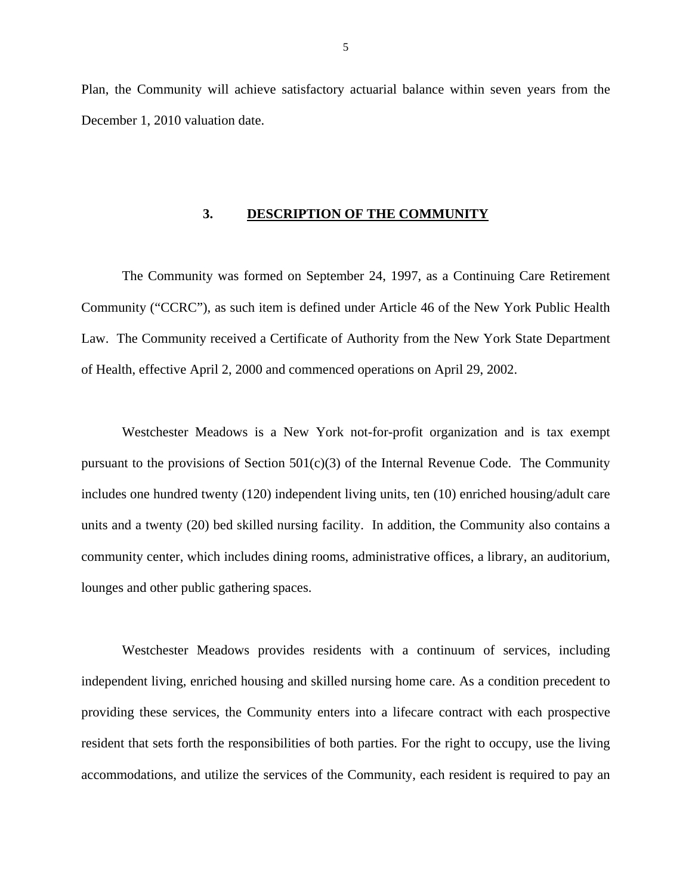Plan, the Community will achieve satisfactory actuarial balance within seven years from the December 1, 2010 valuation date.

## 3. DESCRIPTION OF THE COMMUNITY

The Community was formed on September 24, 1997, as a Continuing Care Retirement Community ("CCRC"), as such item is defined under Article 46 of the New York Public Health Law. The Community received a Certificate of Authority from the New York State Department of Health, effective April 2, 2000 and commenced operations on April 29, 2002.

Westchester Meadows is a New York not-for-profit organization and is tax exempt pursuant to the provisions of Section 501(c)(3) of the Internal Revenue Code. The Community includes one hundred twenty (120) independent living units, ten (10) enriched housing/adult care units and a twenty (20) bed skilled nursing facility. In addition, the Community also contains a community center, which includes dining rooms, administrative offices, a library, an auditorium, lounges and other public gathering spaces.

Westchester Meadows provides residents with a continuum of services, including independent living, enriched housing and skilled nursing home care. As a condition precedent to providing these services, the Community enters into a lifecare contract with each prospective resident that sets forth the responsibilities of both parties. For the right to occupy, use the living accommodations, and utilize the services of the Community, each resident is required to pay an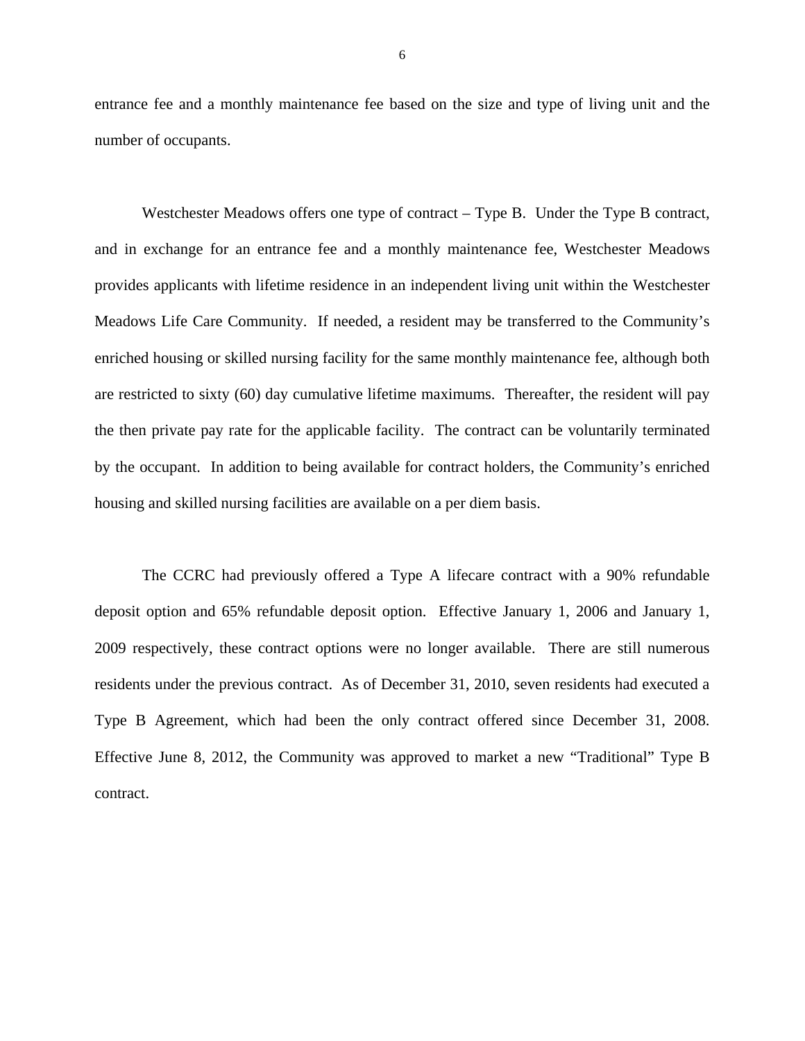entrance fee and a monthly maintenance fee based on the size and type of living unit and the number of occupants.

Westchester Meadows offers one type of contract – Type B. Under the Type B contract, and in exchange for an entrance fee and a monthly maintenance fee, Westchester Meadows provides applicants with lifetime residence in an independent living unit within the Westchester Meadows Life Care Community. If needed, a resident may be transferred to the Community's enriched housing or skilled nursing facility for the same monthly maintenance fee, although both are restricted to sixty (60) day cumulative lifetime maximums. Thereafter, the resident will pay the then private pay rate for the applicable facility. The contract can be voluntarily terminated by the occupant. In addition to being available for contract holders, the Community's enriched housing and skilled nursing facilities are available on a per diem basis.

The CCRC had previously offered a Type A lifecare contract with a 90% refundable deposit option and 65% refundable deposit option. Effective January 1, 2006 and January 1, 2009 respectively, these contract options were no longer available. There are still numerous residents under the previous contract. As of December 31, 2010, seven residents had executed a Type B Agreement, which had been the only contract offered since December 31, 2008. Effective June 8, 2012, the Community was approved to market a new "Traditional" Type B contract.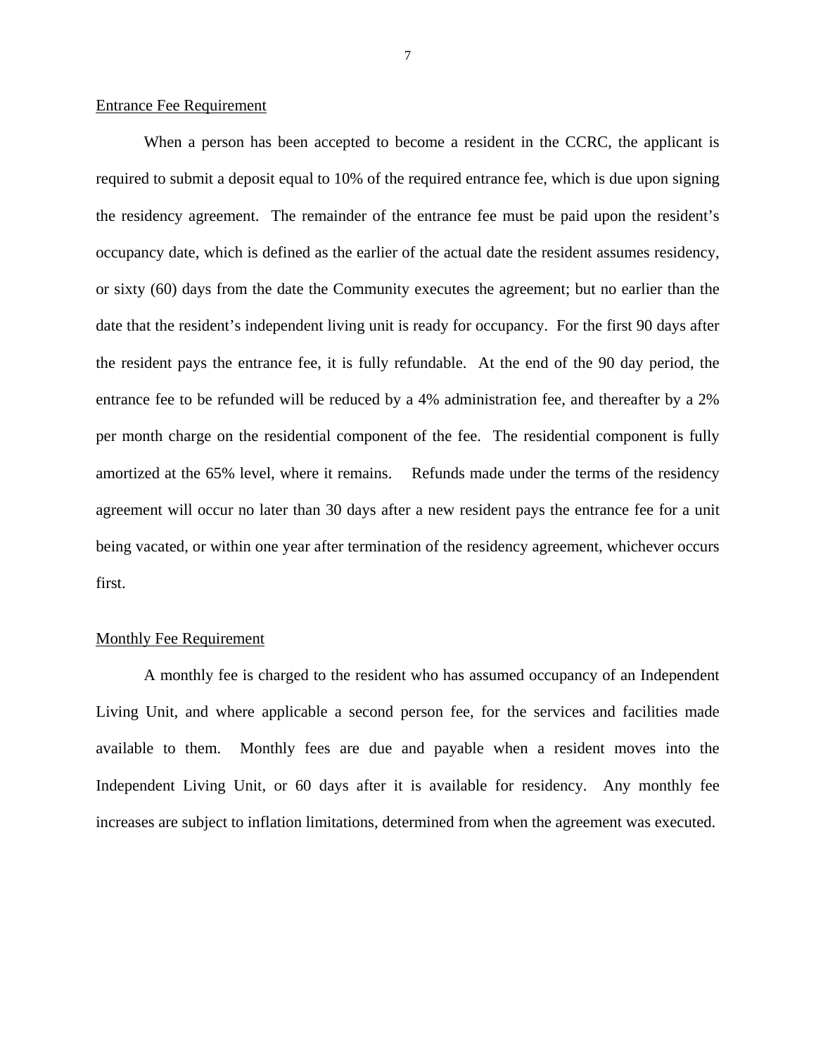Entrance Fee Requirement

When a person has been accepted to become a resident in the CCRC, the applicant is required to submit a deposit equal to 10% of the required entrance fee, which is due upon signing the residency agreement. The remainder of the entrance fee must be paid upon the resident's occupancy date, which is defined as the earlier of the actual date the resident assumes residency, or sixty (60) days from the date the Community executes the agreement; but no earlier than the date that the resident's independent living unit is ready for occupancy. For the first 90 days after the resident pays the entrance fee, it is fully refundable. At the end of the 90 day period, the entrance fee to be refunded will be reduced by a 4% administration fee, and thereafter by a 2% per month charge on the residential component of the fee. The residential component is fully amortized at the 65% level, where it remains. Refunds made under the terms of the residency agreement will occur no later than 30 days after a new resident pays the entrance fee for a unit being vacated, or within one year after termination of the residency agreement, whichever occurs first.

Monthly Fee Requirement

A monthly fee is charged to the resident who has assumed occupancy of an Independent Living Unit, and where applicable a second person fee, for the services and facilities made available to them. Monthly fees are due and payable when a resident moves into the Independent Living Unit, or 60 days after it is available for residency. Any monthly fee increases are subject to inflation limitations, determined from when the agreement was executed.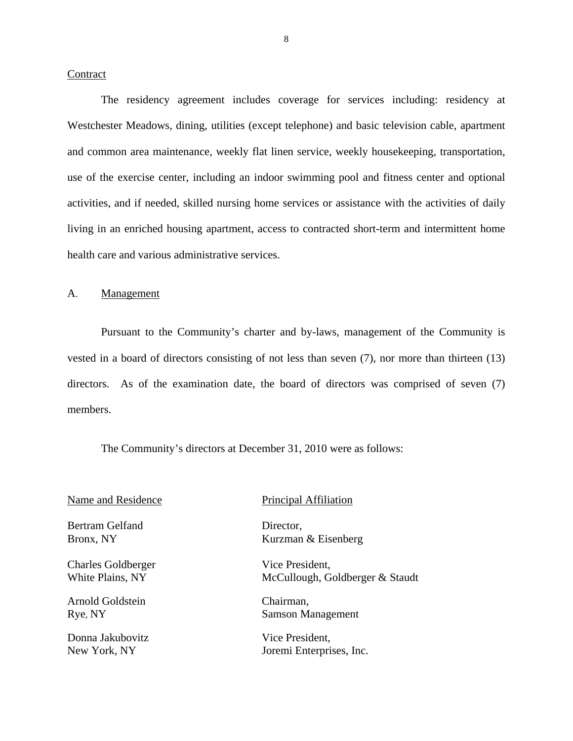Contract

The residency agreement includes coverage for services including: residency at Westchester Meadows, dining, utilities (except telephone) and basic television cable, apartment and common area maintenance, weekly flat linen service, weekly housekeeping, transportation, use of the exercise center, including an indoor swimming pool and fitness center and optional activities, and if needed, skilled nursing home services or assistance with the activities of daily living in an enriched housing apartment, access to contracted short-term and intermittent home health care and various administrative services.

## A. Management

Pursuant to the Community's charter and by-laws, management of the Community is vested in a board of directors consisting of not less than seven (7), nor more than thirteen (13) directors. As of the examination date, the board of directors was comprised of seven (7) members.

The Community's directors at December 31, 2010 were as follows:

| Name and Residence | Principal Affiliation |
|---|---|
| Bertram Gelfand<br>Bronx, NY | Director,<br>Kurzman & Eisenberg |
| Charles Goldberger<br>White Plains, NY | Vice President,<br>McCullough, Goldberger & Staudt |
| Arnold Goldstein<br>Rye, NY | Chairman,<br>Samson Management |
| Donna Jakubovitz<br>New York, NY | Vice President,<br>Joremi Enterprises, Inc. |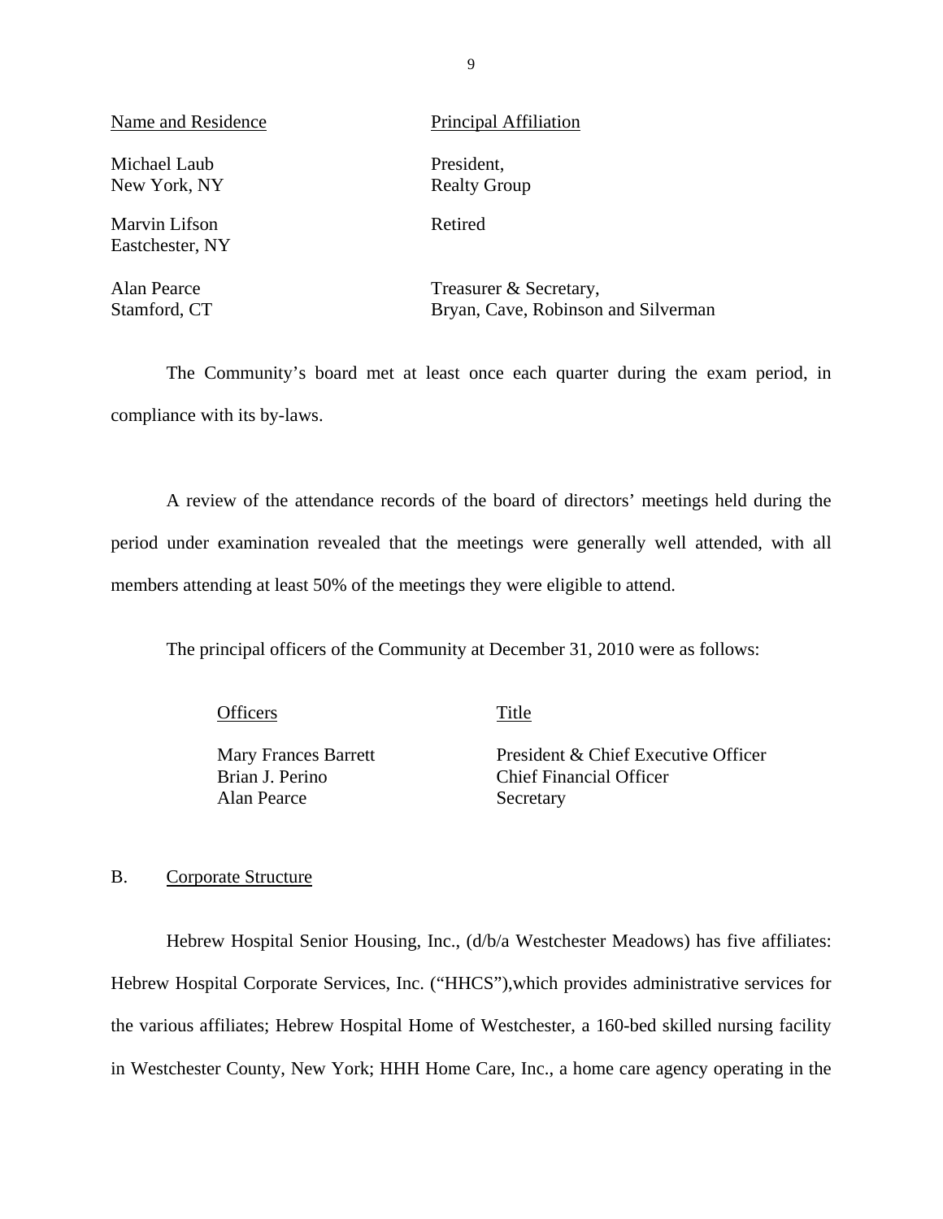| Name and Residence | Principal Affiliation |
| --- | --- |
| Michael Laub<br>New York, NY | President,<br>Realty Group |
| Marvin Lifson<br>Eastchester, NY | Retired |
| Alan Pearce<br>Stamford, CT | Treasurer & Secretary,<br>Bryan, Cave, Robinson and Silverman |

The Community's board met at least once each quarter during the exam period, in compliance with its by-laws.

A review of the attendance records of the board of directors' meetings held during the period under examination revealed that the meetings were generally well attended, with all members attending at least 50% of the meetings they were eligible to attend.

The principal officers of the Community at December 31, 2010 were as follows:

| Officers | Title |
| --- | --- |
| Mary Frances Barrett | President & Chief Executive Officer |
| Brian J. Perino | Chief Financial Officer |
| Alan Pearce | Secretary |

## B. Corporate Structure

Hebrew Hospital Senior Housing, Inc., (d/b/a Westchester Meadows) has five affiliates: Hebrew Hospital Corporate Services, Inc. ("HHCS"),which provides administrative services for the various affiliates; Hebrew Hospital Home of Westchester, a 160-bed skilled nursing facility in Westchester County, New York; HHH Home Care, Inc., a home care agency operating in the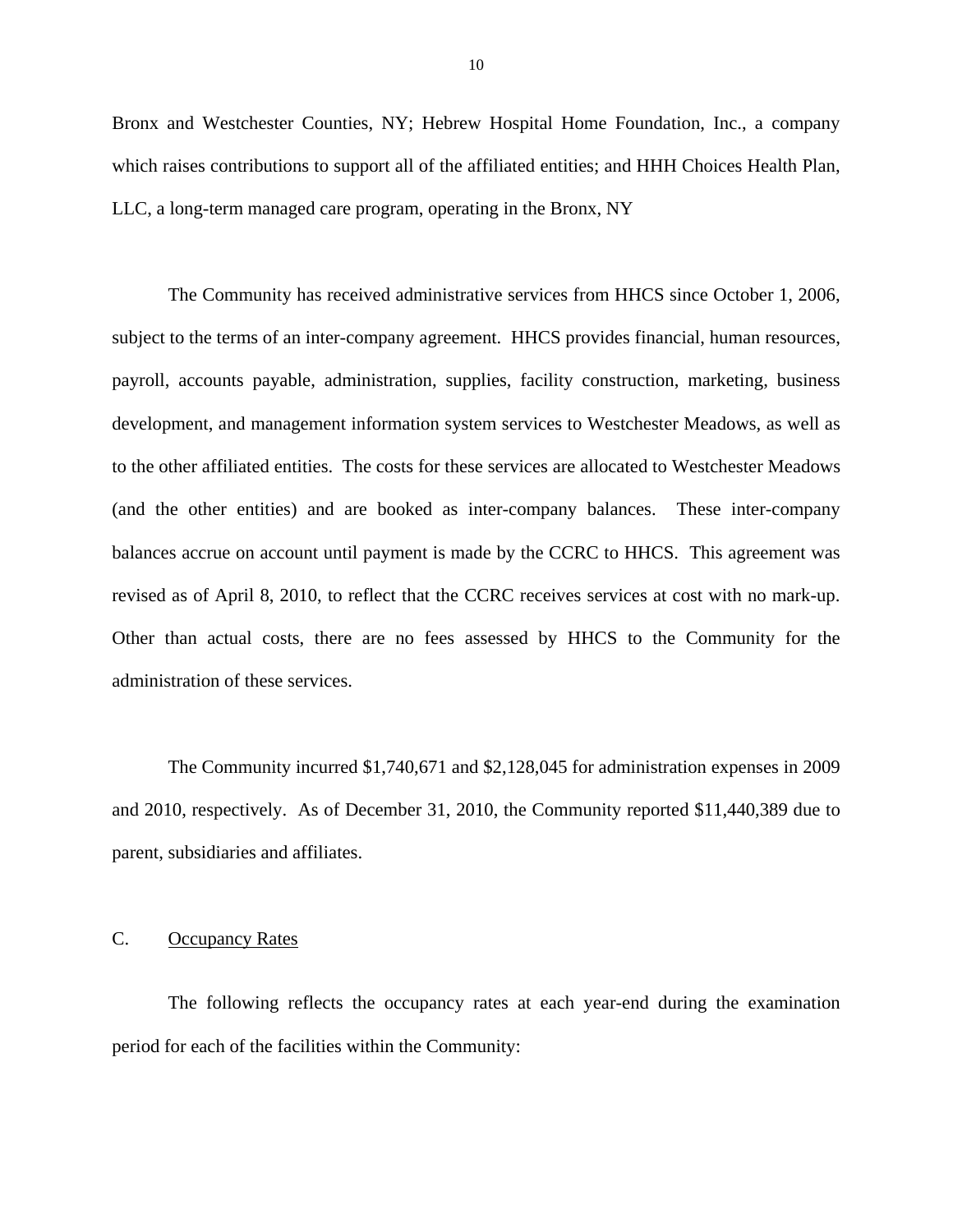Bronx and Westchester Counties, NY; Hebrew Hospital Home Foundation, Inc., a company which raises contributions to support all of the affiliated entities; and HHH Choices Health Plan, LLC, a long-term managed care program, operating in the Bronx, NY

The Community has received administrative services from HHCS since October 1, 2006, subject to the terms of an inter-company agreement. HHCS provides financial, human resources, payroll, accounts payable, administration, supplies, facility construction, marketing, business development, and management information system services to Westchester Meadows, as well as to the other affiliated entities. The costs for these services are allocated to Westchester Meadows (and the other entities) and are booked as inter-company balances. These inter-company balances accrue on account until payment is made by the CCRC to HHCS. This agreement was revised as of April 8, 2010, to reflect that the CCRC receives services at cost with no mark-up. Other than actual costs, there are no fees assessed by HHCS to the Community for the administration of these services.

The Community incurred $1,740,671 and $2,128,045 for administration expenses in 2009 and 2010, respectively. As of December 31, 2010, the Community reported $11,440,389 due to parent, subsidiaries and affiliates.

## C. Occupancy Rates

The following reflects the occupancy rates at each year-end during the examination period for each of the facilities within the Community: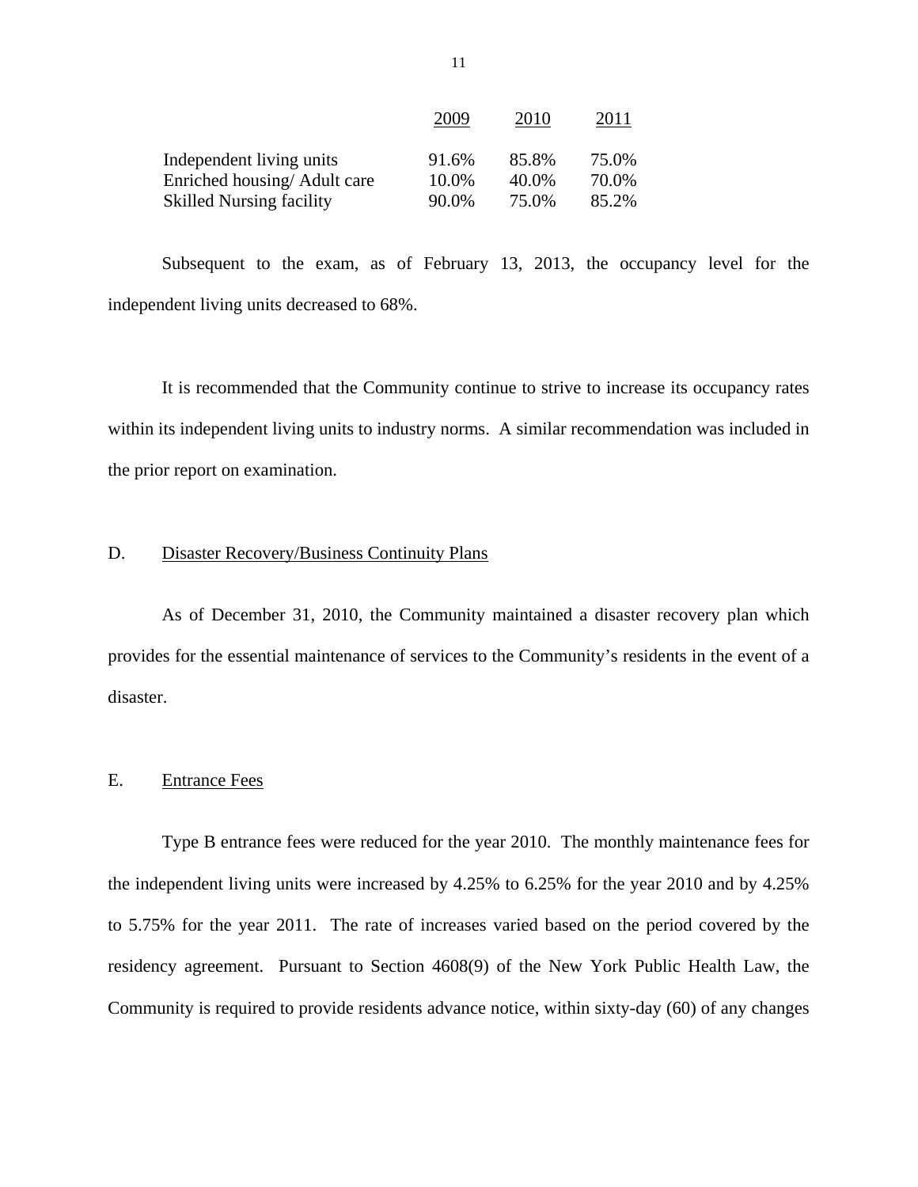| | 2009 | 2010 | 2011 |
|---|---|---|---|
| Independent living units | 91.6% | 85.8% | 75.0% |
| Enriched housing/ Adult care | 10.0% | 40.0% | 70.0% |
| Skilled Nursing facility | 90.0% | 75.0% | 85.2% |

Subsequent to the exam, as of February 13, 2013, the occupancy level for the independent living units decreased to 68%.

It is recommended that the Community continue to strive to increase its occupancy rates within its independent living units to industry norms. A similar recommendation was included in the prior report on examination.

## D. Disaster Recovery/Business Continuity Plans

As of December 31, 2010, the Community maintained a disaster recovery plan which provides for the essential maintenance of services to the Community's residents in the event of a disaster.

## E. Entrance Fees

Type B entrance fees were reduced for the year 2010. The monthly maintenance fees for the independent living units were increased by 4.25% to 6.25% for the year 2010 and by 4.25% to 5.75% for the year 2011. The rate of increases varied based on the period covered by the residency agreement. Pursuant to Section 4608(9) of the New York Public Health Law, the Community is required to provide residents advance notice, within sixty-day (60) of any changes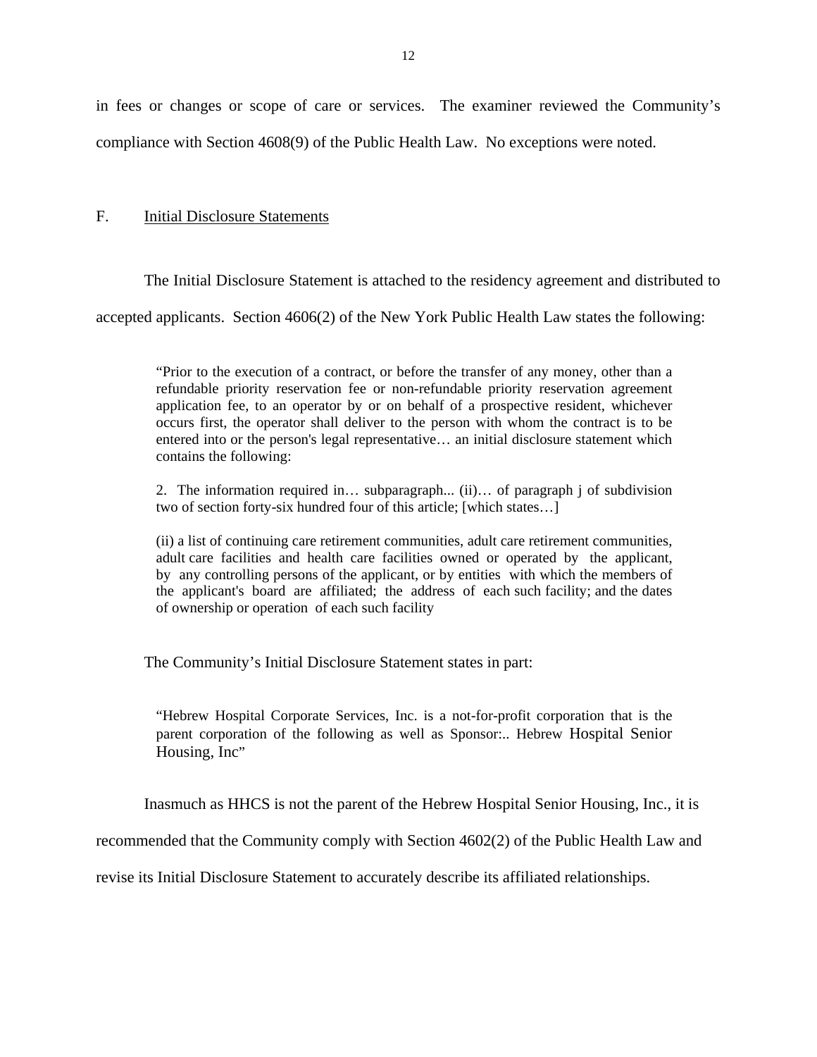in fees or changes or scope of care or services. The examiner reviewed the Community's compliance with Section 4608(9) of the Public Health Law. No exceptions were noted.

F. Initial Disclosure Statements

The Initial Disclosure Statement is attached to the residency agreement and distributed to accepted applicants. Section 4606(2) of the New York Public Health Law states the following:

> "Prior to the execution of a contract, or before the transfer of any money, other than a refundable priority reservation fee or non-refundable priority reservation agreement application fee, to an operator by or on behalf of a prospective resident, whichever occurs first, the operator shall deliver to the person with whom the contract is to be entered into or the person's legal representative… an initial disclosure statement which contains the following:
>
> 2. The information required in… subparagraph... (ii)… of paragraph j of subdivision two of section forty-six hundred four of this article; [which states…]
>
> (ii) a list of continuing care retirement communities, adult care retirement communities, adult care facilities and health care facilities owned or operated by the applicant, by any controlling persons of the applicant, or by entities with which the members of the applicant's board are affiliated; the address of each such facility; and the dates of ownership or operation of each such facility

The Community's Initial Disclosure Statement states in part:

> "Hebrew Hospital Corporate Services, Inc. is a not-for-profit corporation that is the parent corporation of the following as well as Sponsor:.. Hebrew Hospital Senior Housing, Inc"

Inasmuch as HHCS is not the parent of the Hebrew Hospital Senior Housing, Inc., it is recommended that the Community comply with Section 4602(2) of the Public Health Law and revise its Initial Disclosure Statement to accurately describe its affiliated relationships.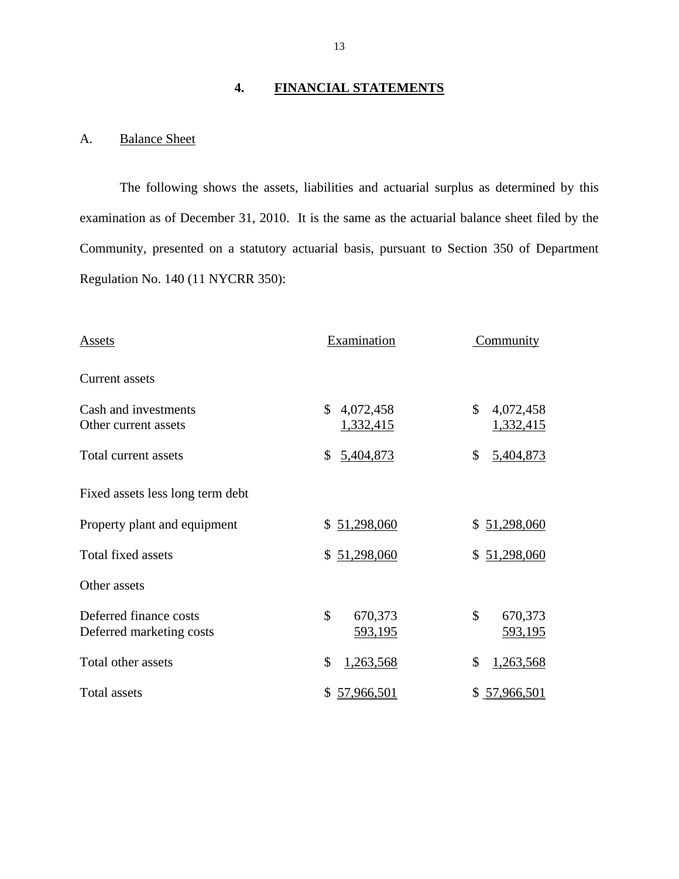## 4. FINANCIAL STATEMENTS

### A. Balance Sheet

The following shows the assets, liabilities and actuarial surplus as determined by this examination as of December 31, 2010. It is the same as the actuarial balance sheet filed by the Community, presented on a statutory actuarial basis, pursuant to Section 350 of Department Regulation No. 140 (11 NYCRR 350):

| Assets | Examination | Community |
|---|---|---|
| Current assets | | |
| Cash and investments | $ 4,072,458 | $ 4,072,458 |
| Other current assets | 1,332,415 | 1,332,415 |
| Total current assets | $ 5,404,873 | $ 5,404,873 |
| Fixed assets less long term debt | | |
| Property plant and equipment | $ 51,298,060 | $ 51,298,060 |
| Total fixed assets | $ 51,298,060 | $ 51,298,060 |
| Other assets | | |
| Deferred finance costs | $ 670,373 | $ 670,373 |
| Deferred marketing costs | 593,195 | 593,195 |
| Total other assets | $ 1,263,568 | $ 1,263,568 |
| Total assets | $ 57,966,501 | $ 57,966,501 |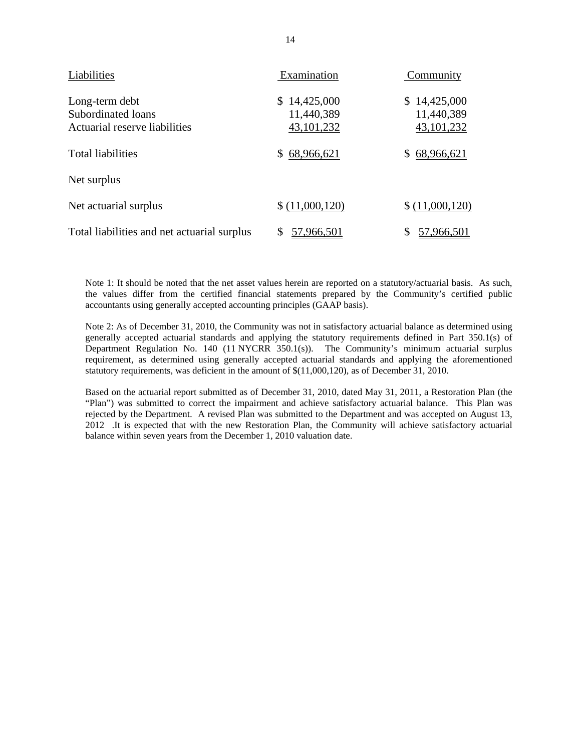| Liabilities | Examination | Community |
|---|---|---|
| Long-term debt | $ 14,425,000 | $ 14,425,000 |
| Subordinated loans | 11,440,389 | 11,440,389 |
| Actuarial reserve liabilities | 43,101,232 | 43,101,232 |
| Total liabilities | $ 68,966,621 | $ 68,966,621 |
| Net surplus | | |
| Net actuarial surplus | $ (11,000,120) | $ (11,000,120) |
| Total liabilities and net actuarial surplus | $ 57,966,501 | $ 57,966,501 |

Note 1: It should be noted that the net asset values herein are reported on a statutory/actuarial basis. As such, the values differ from the certified financial statements prepared by the Community's certified public accountants using generally accepted accounting principles (GAAP basis).

Note 2: As of December 31, 2010, the Community was not in satisfactory actuarial balance as determined using generally accepted actuarial standards and applying the statutory requirements defined in Part 350.1(s) of Department Regulation No. 140 (11 NYCRR 350.1(s)). The Community's minimum actuarial surplus requirement, as determined using generally accepted actuarial standards and applying the aforementioned statutory requirements, was deficient in the amount of $(11,000,120), as of December 31, 2010.

Based on the actuarial report submitted as of December 31, 2010, dated May 31, 2011, a Restoration Plan (the "Plan") was submitted to correct the impairment and achieve satisfactory actuarial balance. This Plan was rejected by the Department. A revised Plan was submitted to the Department and was accepted on August 13, 2012 .It is expected that with the new Restoration Plan, the Community will achieve satisfactory actuarial balance within seven years from the December 1, 2010 valuation date.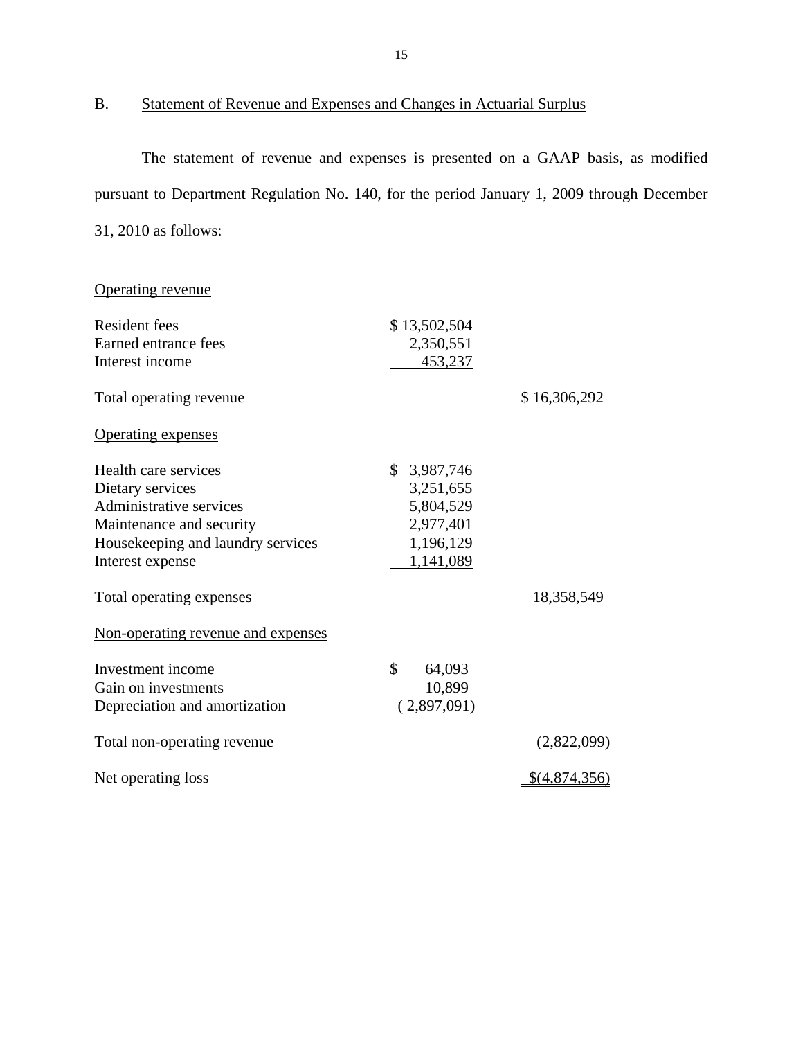B. Statement of Revenue and Expenses and Changes in Actuarial Surplus

The statement of revenue and expenses is presented on a GAAP basis, as modified pursuant to Department Regulation No. 140, for the period January 1, 2009 through December 31, 2010 as follows:

| | | |
|---|---|---|
| Operating revenue | | |
| Resident fees | $ 13,502,504 | |
| Earned entrance fees | 2,350,551 | |
| Interest income | 453,237 | |
| Total operating revenue | | $ 16,306,292 |
| Operating expenses | | |
| Health care services | $ 3,987,746 | |
| Dietary services | 3,251,655 | |
| Administrative services | 5,804,529 | |
| Maintenance and security | 2,977,401 | |
| Housekeeping and laundry services | 1,196,129 | |
| Interest expense | 1,141,089 | |
| Total operating expenses | | 18,358,549 |
| Non-operating revenue and expenses | | |
| Investment income | $ 64,093 | |
| Gain on investments | 10,899 | |
| Depreciation and amortization | ( 2,897,091) | |
| Total non-operating revenue | | (2,822,099) |
| Net operating loss | | $(4,874,356) |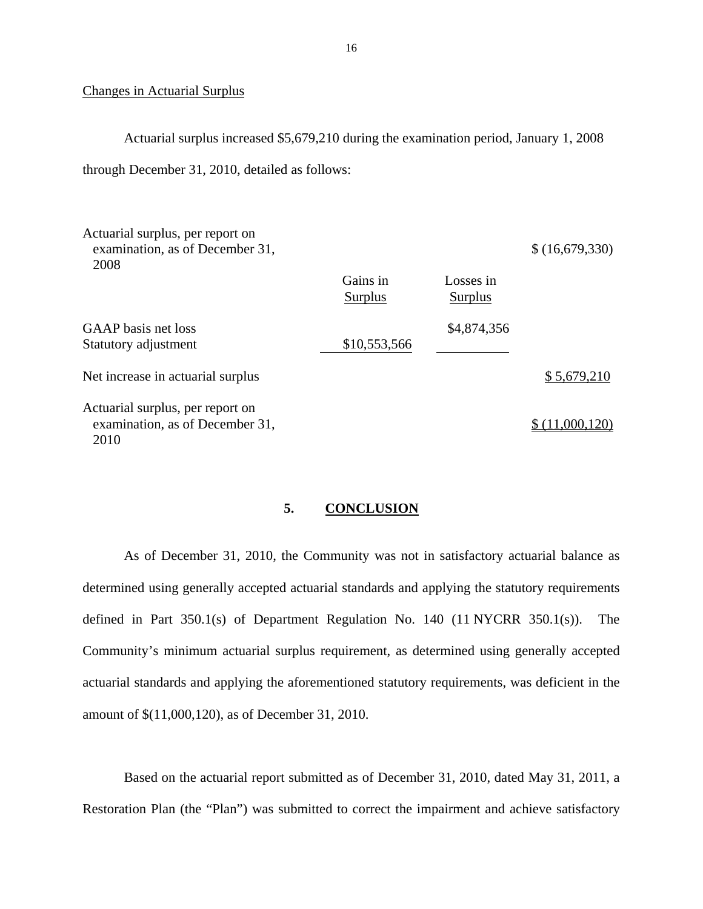Changes in Actuarial Surplus

Actuarial surplus increased $5,679,210 during the examination period, January 1, 2008 through December 31, 2010, detailed as follows:

| | Gains in Surplus | Losses in Surplus | |
|---|---|---|---|
| Actuarial surplus, per report on examination, as of December 31, 2008 | | | $ (16,679,330) |
| GAAP basis net loss | | $4,874,356 | |
| Statutory adjustment | $10,553,566 | | |
| Net increase in actuarial surplus | | | $ 5,679,210 |
| Actuarial surplus, per report on examination, as of December 31, 2010 | | | $ (11,000,120) |

## 5. CONCLUSION

As of December 31, 2010, the Community was not in satisfactory actuarial balance as determined using generally accepted actuarial standards and applying the statutory requirements defined in Part 350.1(s) of Department Regulation No. 140 (11 NYCRR 350.1(s)). The Community's minimum actuarial surplus requirement, as determined using generally accepted actuarial standards and applying the aforementioned statutory requirements, was deficient in the amount of $(11,000,120), as of December 31, 2010.

Based on the actuarial report submitted as of December 31, 2010, dated May 31, 2011, a Restoration Plan (the "Plan") was submitted to correct the impairment and achieve satisfactory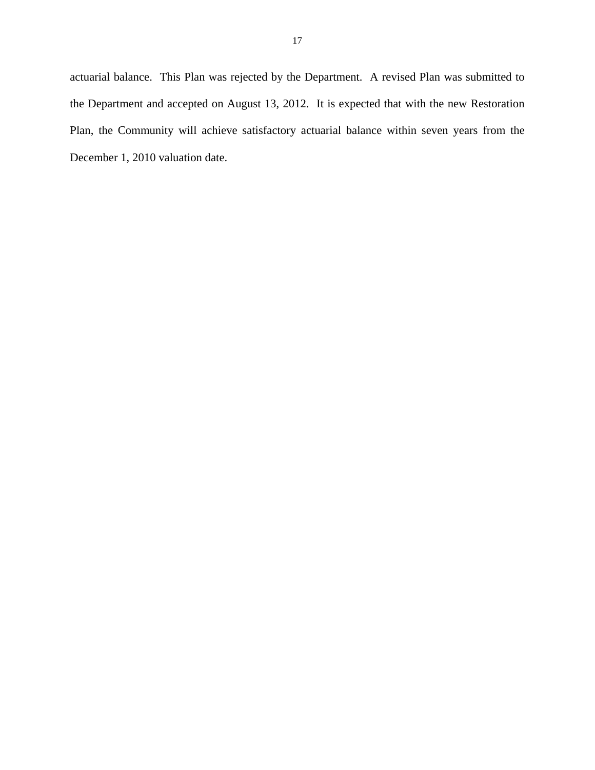actuarial balance. This Plan was rejected by the Department. A revised Plan was submitted to the Department and accepted on August 13, 2012. It is expected that with the new Restoration Plan, the Community will achieve satisfactory actuarial balance within seven years from the December 1, 2010 valuation date.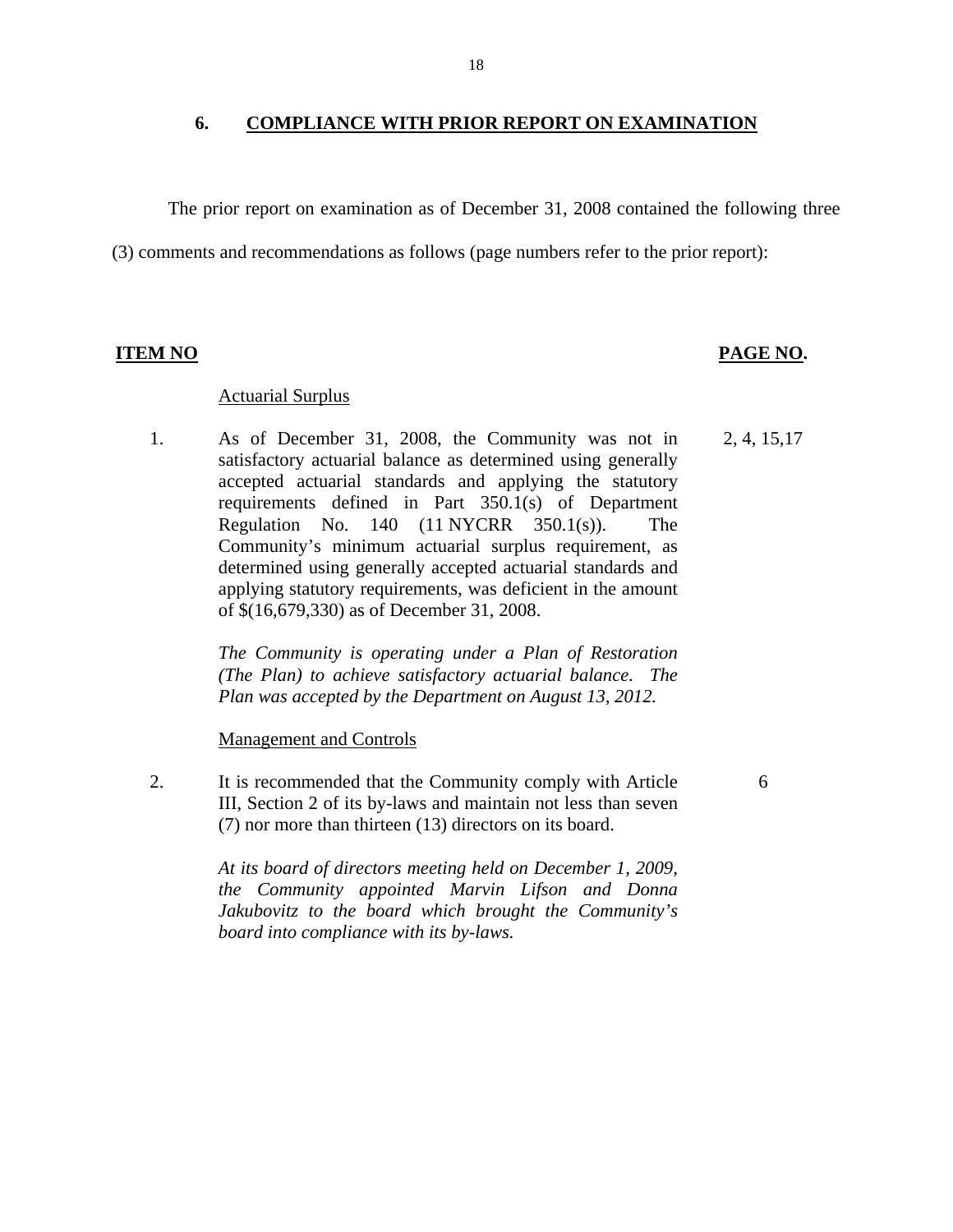## 6. COMPLIANCE WITH PRIOR REPORT ON EXAMINATION

The prior report on examination as of December 31, 2008 contained the following three (3) comments and recommendations as follows (page numbers refer to the prior report):

| ITEM NO | | PAGE NO. |
|---|---|---|
| | Actuarial Surplus | |
| 1. | As of December 31, 2008, the Community was not in satisfactory actuarial balance as determined using generally accepted actuarial standards and applying the statutory requirements defined in Part 350.1(s) of Department Regulation No. 140 (11 NYCRR 350.1(s)). The Community's minimum actuarial surplus requirement, as determined using generally accepted actuarial standards and applying statutory requirements, was deficient in the amount of $(16,679,330) as of December 31, 2008.<br><br>*The Community is operating under a Plan of Restoration (The Plan) to achieve satisfactory actuarial balance. The Plan was accepted by the Department on August 13, 2012.* | 2, 4, 15,17 |
| | Management and Controls | |
| 2. | It is recommended that the Community comply with Article III, Section 2 of its by-laws and maintain not less than seven (7) nor more than thirteen (13) directors on its board.<br><br>*At its board of directors meeting held on December 1, 2009, the Community appointed Marvin Lifson and Donna Jakubovitz to the board which brought the Community's board into compliance with its by-laws.* | 6 |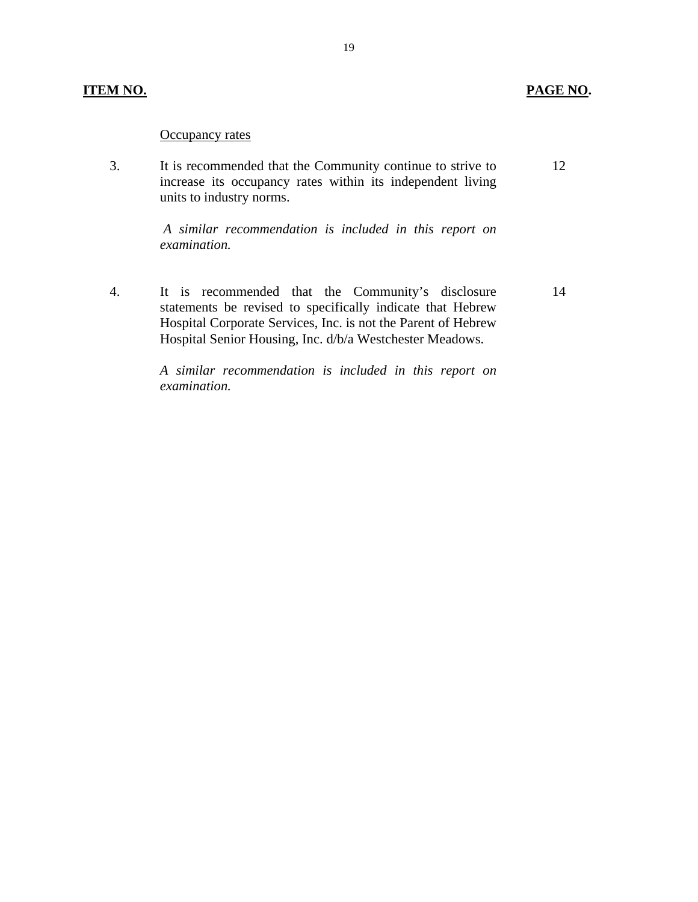| ITEM NO. | | PAGE NO. |
|---|---|---|
| | Occupancy rates | |
| 3. | It is recommended that the Community continue to strive to increase its occupancy rates within its independent living units to industry norms.<br><br>*A similar recommendation is included in this report on examination.* | 12 |
| 4. | It is recommended that the Community's disclosure statements be revised to specifically indicate that Hebrew Hospital Corporate Services, Inc. is not the Parent of Hebrew Hospital Senior Housing, Inc. d/b/a Westchester Meadows.<br><br>*A similar recommendation is included in this report on examination.* | 14 |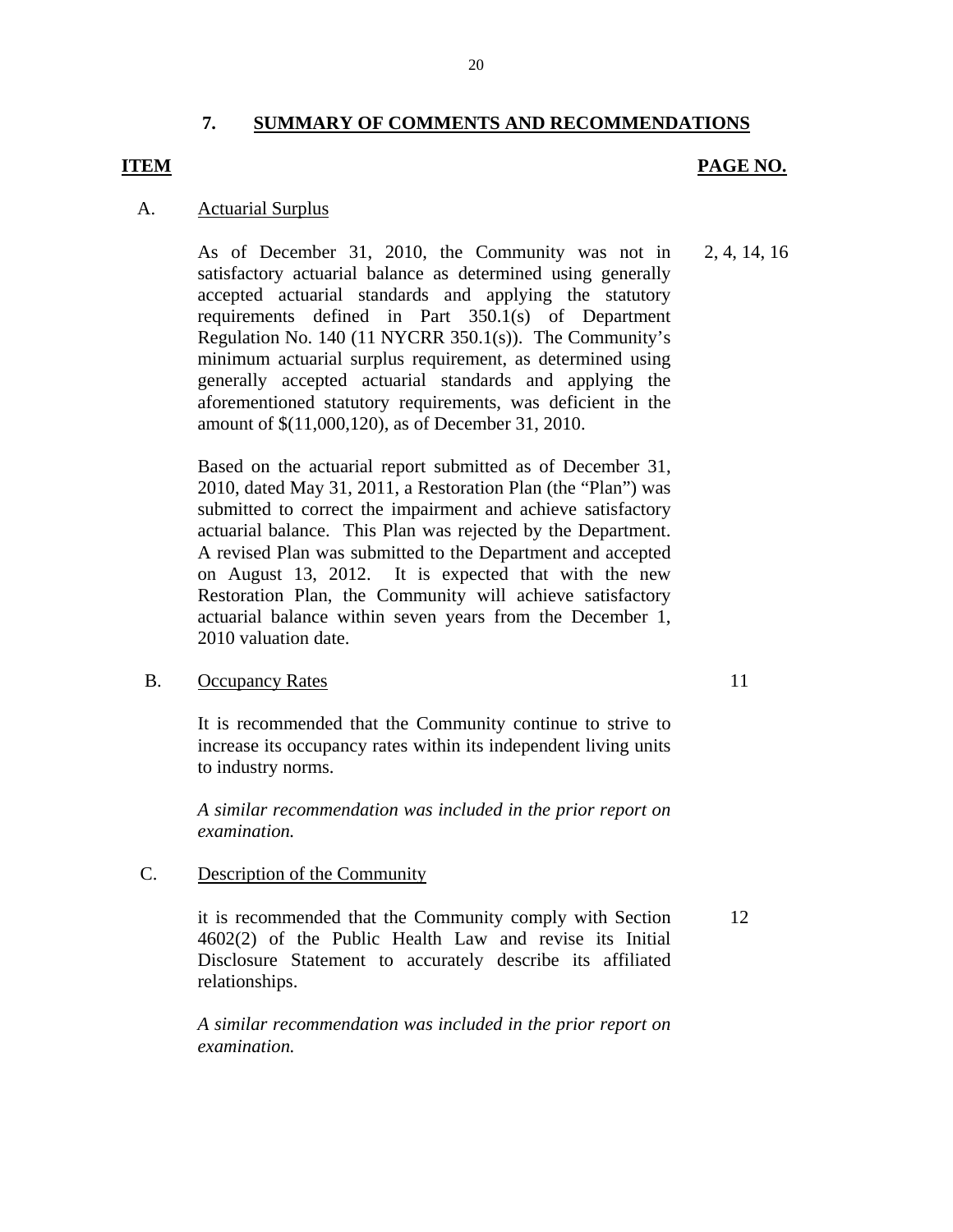## 7. SUMMARY OF COMMENTS AND RECOMMENDATIONS

| ITEM | | PAGE NO. |
|---|---|---|
| A. | Actuarial Surplus | |
| | As of December 31, 2010, the Community was not in satisfactory actuarial balance as determined using generally accepted actuarial standards and applying the statutory requirements defined in Part 350.1(s) of Department Regulation No. 140 (11 NYCRR 350.1(s)). The Community's minimum actuarial surplus requirement, as determined using generally accepted actuarial standards and applying the aforementioned statutory requirements, was deficient in the amount of $(11,000,120), as of December 31, 2010. | 2, 4, 14, 16 |
| | Based on the actuarial report submitted as of December 31, 2010, dated May 31, 2011, a Restoration Plan (the "Plan") was submitted to correct the impairment and achieve satisfactory actuarial balance. This Plan was rejected by the Department. A revised Plan was submitted to the Department and accepted on August 13, 2012. It is expected that with the new Restoration Plan, the Community will achieve satisfactory actuarial balance within seven years from the December 1, 2010 valuation date. | |
| B. | Occupancy Rates | 11 |
| | It is recommended that the Community continue to strive to increase its occupancy rates within its independent living units to industry norms. | |
| | *A similar recommendation was included in the prior report on examination.* | |
| C. | Description of the Community | |
| | it is recommended that the Community comply with Section 4602(2) of the Public Health Law and revise its Initial Disclosure Statement to accurately describe its affiliated relationships. | 12 |
| | *A similar recommendation was included in the prior report on examination.* | |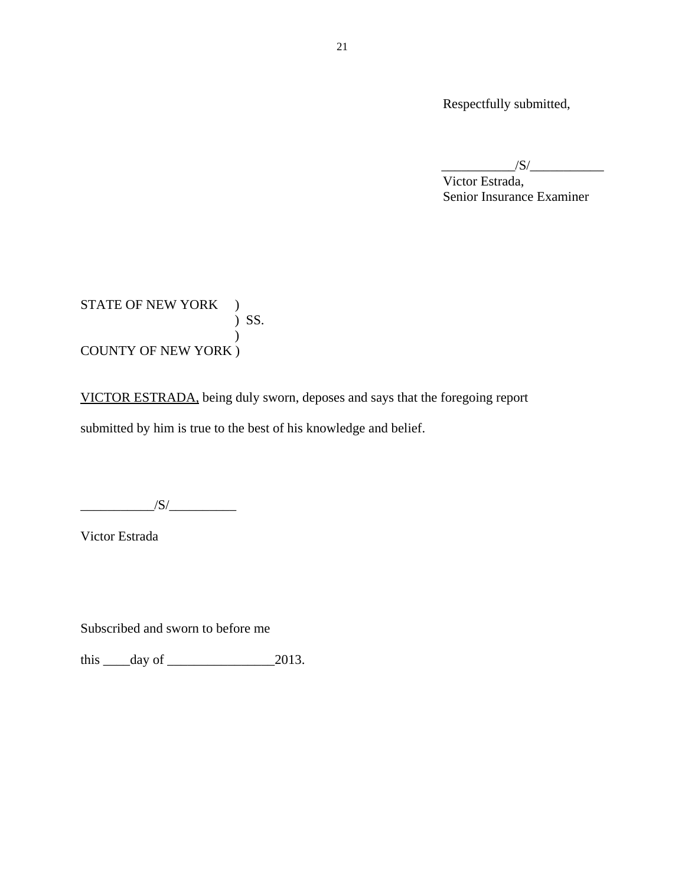Respectfully submitted,

___________/S/___________
Victor Estrada,
Senior Insurance Examiner

STATE OF NEW YORK )
) SS.
)
COUNTY OF NEW YORK )

VICTOR ESTRADA, being duly sworn, deposes and says that the foregoing report submitted by him is true to the best of his knowledge and belief.

___________/S/__________

Victor Estrada

Subscribed and sworn to before me

this ____day of ________________2013.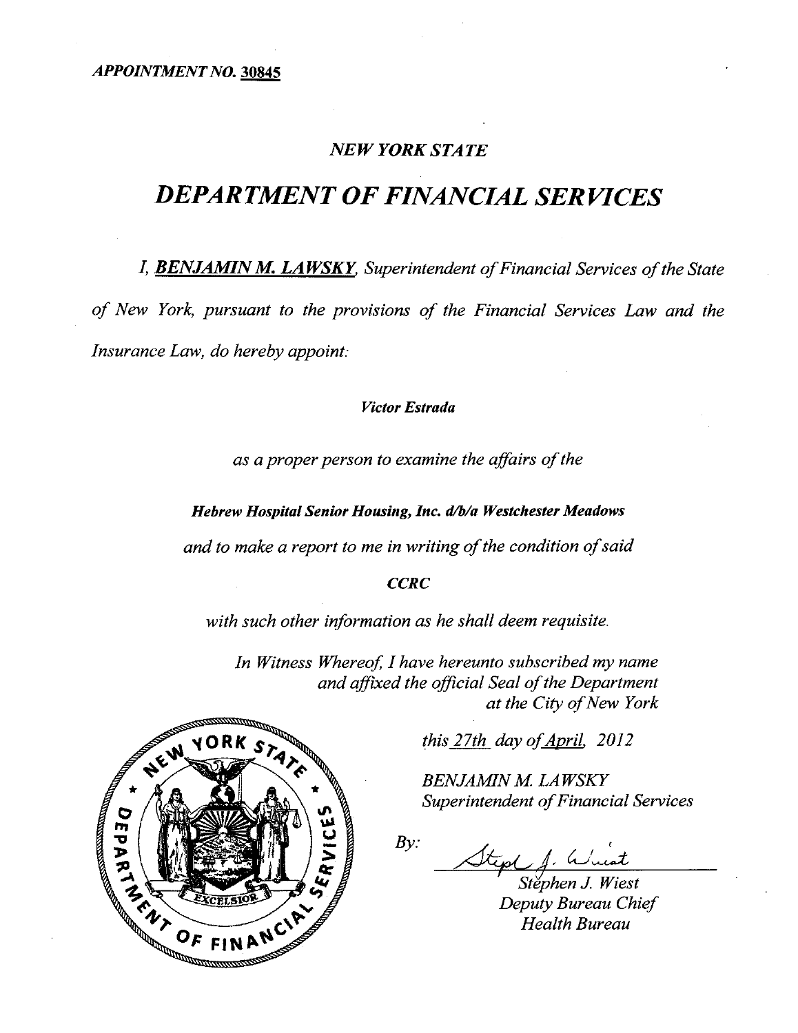*APPOINTMENT NO.* 30845

## *NEW YORK STATE*

# *DEPARTMENT OF FINANCIAL SERVICES*

*I,* ***BENJAMIN M. LAWSKY****, Superintendent of Financial Services of the State of New York, pursuant to the provisions of the Financial Services Law and the Insurance Law, do hereby appoint:*

***Victor Estrada***

*as a proper person to examine the affairs of the*

***Hebrew Hospital Senior Housing, Inc. d/b/a Westchester Meadows***

*and to make a report to me in writing of the condition of said*

***CCRC***

*with such other information as he shall deem requisite.*

*In Witness Whereof, I have hereunto subscribed my name and affixed the official Seal of the Department at the City of New York*

*this 27th day of April, 2012*

*BENJAMIN M. LAWSKY*
*Superintendent of Financial Services*

*By:*

*Stephen J. Wiest*
*Deputy Bureau Chief*
*Health Bureau*